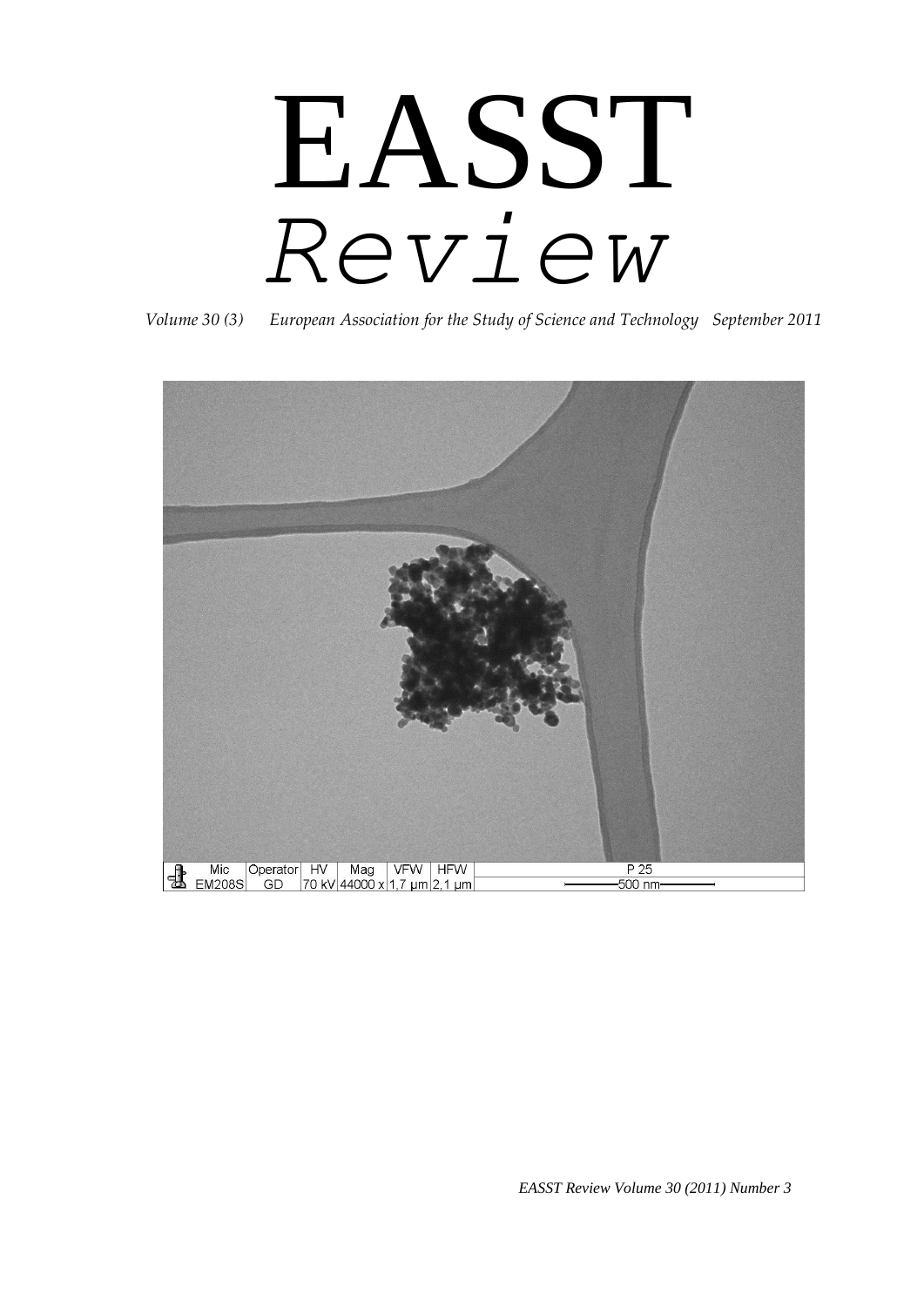# EASST

# *Review*

*Volume 30 (3)     European Association for the Study of Science and Technology   September 2011*

| Mic | Operator | HV | Mag | VFW | HFW | P 25 |
|---|---|---|---|---|---|---|
| EM208S | GD | 70 kV | 44000 x | 1,7 µm | 2,1 µm | 500 nm |

*EASST Review Volume 30 (2011) Number 3*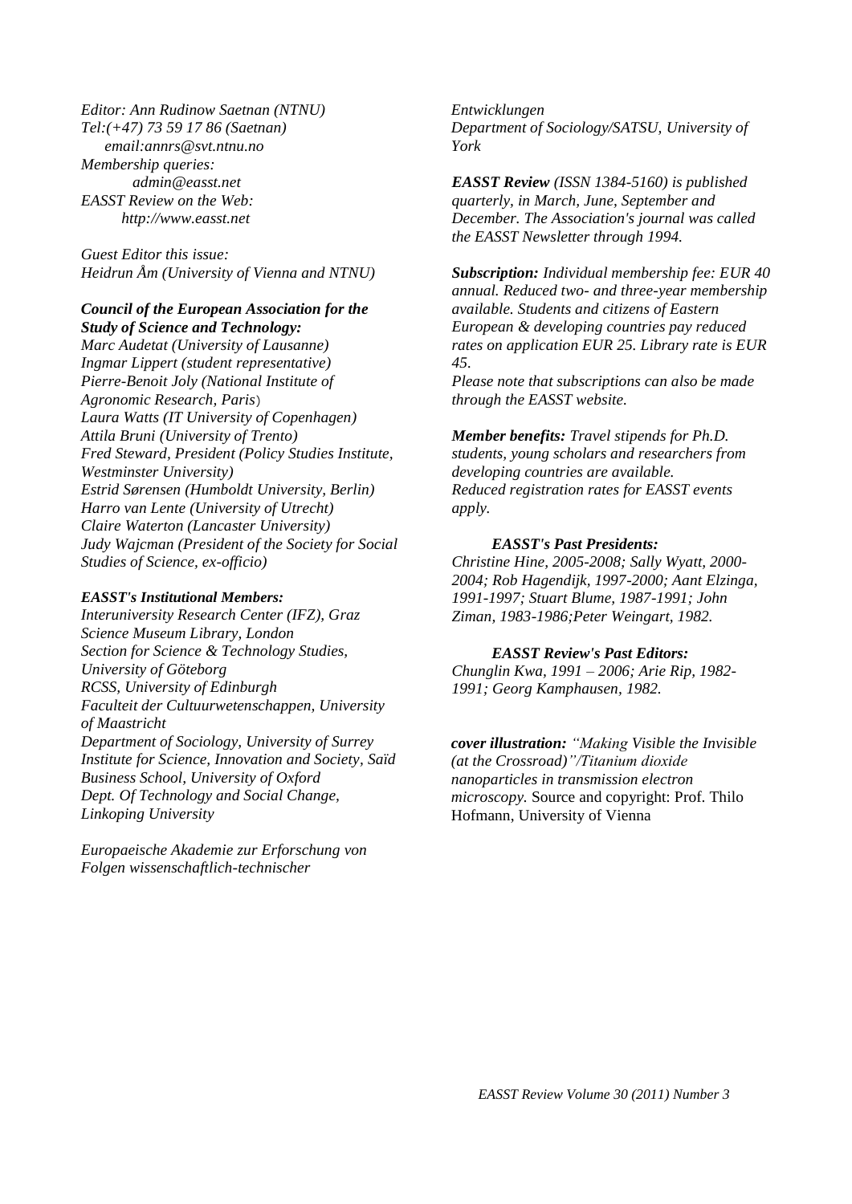*Editor: Ann Rudinow Saetnan (NTNU)*
*Tel:(+47) 73 59 17 86 (Saetnan)*
*email:annrs@svt.ntnu.no*
*Membership queries:*
*admin@easst.net*
*EASST Review on the Web:*
*http://www.easst.net*

*Guest Editor this issue:*
*Heidrun Åm (University of Vienna and NTNU)*

***Council of the European Association for the Study of Science and Technology:***
*Marc Audetat (University of Lausanne)*
*Ingmar Lippert (student representative)*
*Pierre-Benoit Joly (National Institute of Agronomic Research, Paris)*
*Laura Watts (IT University of Copenhagen)*
*Attila Bruni (University of Trento)*
*Fred Steward, President (Policy Studies Institute, Westminster University)*
*Estrid Sørensen (Humboldt University, Berlin)*
*Harro van Lente (University of Utrecht)*
*Claire Waterton (Lancaster University)*
*Judy Wajcman (President of the Society for Social Studies of Science, ex-officio)*

***EASST's Institutional Members:***
*Interuniversity Research Center (IFZ), Graz*
*Science Museum Library, London*
*Section for Science & Technology Studies, University of Göteborg*
*RCSS, University of Edinburgh*
*Faculteit der Cultuurwetenschappen, University of Maastricht*
*Department of Sociology, University of Surrey*
*Institute for Science, Innovation and Society, Saïd Business School, University of Oxford*
*Dept. Of Technology and Social Change, Linkoping University*

*Europaeische Akademie zur Erforschung von Folgen wissenschaftlich-technischer Entwicklungen*
*Department of Sociology/SATSU, University of York*

***EASST Review** (ISSN 1384-5160) is published quarterly, in March, June, September and December. The Association's journal was called the EASST Newsletter through 1994.*

***Subscription:** Individual membership fee: EUR 40 annual. Reduced two- and three-year membership available. Students and citizens of Eastern European & developing countries pay reduced rates on application EUR 25. Library rate is EUR 45.*
*Please note that subscriptions can also be made through the EASST website.*

***Member benefits:** Travel stipends for Ph.D. students, young scholars and researchers from developing countries are available.*
*Reduced registration rates for EASST events apply.*

***EASST's Past Presidents:***
*Christine Hine, 2005-2008; Sally Wyatt, 2000-2004; Rob Hagendijk, 1997-2000; Aant Elzinga, 1991-1997; Stuart Blume, 1987-1991; John Ziman, 1983-1986;Peter Weingart, 1982.*

***EASST Review's Past Editors:***
*Chunglin Kwa, 1991 – 2006; Arie Rip, 1982-1991; Georg Kamphausen, 1982.*

***cover illustration:** "Making Visible the Invisible (at the Crossroad)"/Titanium dioxide nanoparticles in transmission electron microscopy.* Source and copyright: Prof. Thilo Hofmann, University of Vienna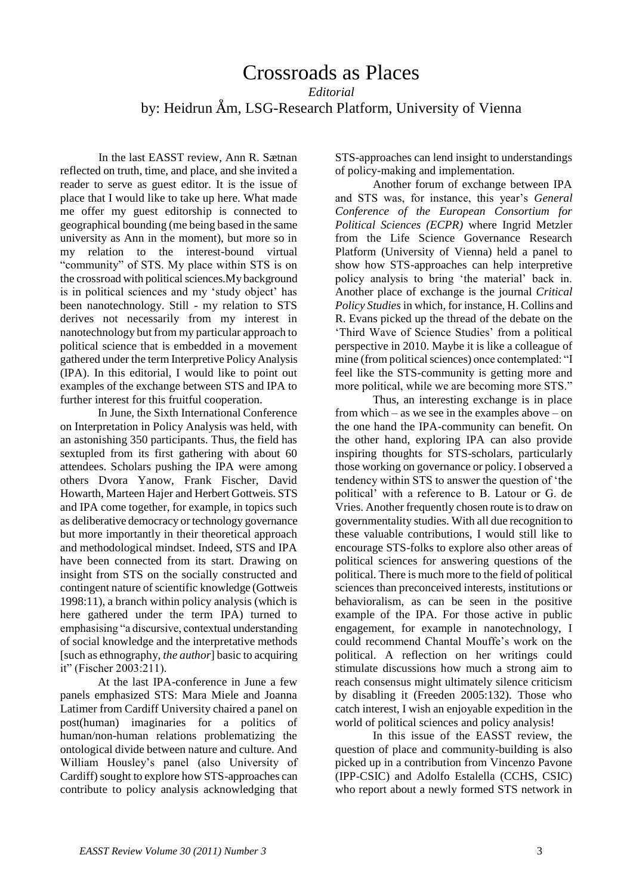# Crossroads as Places

*Editorial*

by: Heidrun Åm, LSG-Research Platform, University of Vienna

In the last EASST review, Ann R. Sætnan reflected on truth, time, and place, and she invited a reader to serve as guest editor. It is the issue of place that I would like to take up here. What made me offer my guest editorship is connected to geographical bounding (me being based in the same university as Ann in the moment), but more so in my relation to the interest-bound virtual "community" of STS. My place within STS is on the crossroad with political sciences.My background is in political sciences and my 'study object' has been nanotechnology. Still - my relation to STS derives not necessarily from my interest in nanotechnology but from my particular approach to political science that is embedded in a movement gathered under the term Interpretive Policy Analysis (IPA). In this editorial, I would like to point out examples of the exchange between STS and IPA to further interest for this fruitful cooperation.

In June, the Sixth International Conference on Interpretation in Policy Analysis was held, with an astonishing 350 participants. Thus, the field has sextupled from its first gathering with about 60 attendees. Scholars pushing the IPA were among others Dvora Yanow, Frank Fischer, David Howarth, Marteen Hajer and Herbert Gottweis. STS and IPA come together, for example, in topics such as deliberative democracy or technology governance but more importantly in their theoretical approach and methodological mindset. Indeed, STS and IPA have been connected from its start. Drawing on insight from STS on the socially constructed and contingent nature of scientific knowledge (Gottweis 1998:11), a branch within policy analysis (which is here gathered under the term IPA) turned to emphasising "a discursive, contextual understanding of social knowledge and the interpretative methods [such as ethnography, *the author*] basic to acquiring it" (Fischer 2003:211).

At the last IPA-conference in June a few panels emphasized STS: Mara Miele and Joanna Latimer from Cardiff University chaired a panel on post(human) imaginaries for a politics of human/non-human relations problematizing the ontological divide between nature and culture. And William Housley's panel (also University of Cardiff) sought to explore how STS-approaches can contribute to policy analysis acknowledging that STS-approaches can lend insight to understandings of policy-making and implementation.

Another forum of exchange between IPA and STS was, for instance, this year's *General Conference of the European Consortium for Political Sciences (ECPR)* where Ingrid Metzler from the Life Science Governance Research Platform (University of Vienna) held a panel to show how STS-approaches can help interpretive policy analysis to bring 'the material' back in. Another place of exchange is the journal *Critical Policy Studies* in which, for instance, H. Collins and R. Evans picked up the thread of the debate on the 'Third Wave of Science Studies' from a political perspective in 2010. Maybe it is like a colleague of mine (from political sciences) once contemplated: "I feel like the STS-community is getting more and more political, while we are becoming more STS."

Thus, an interesting exchange is in place from which – as we see in the examples above – on the one hand the IPA-community can benefit. On the other hand, exploring IPA can also provide inspiring thoughts for STS-scholars, particularly those working on governance or policy. I observed a tendency within STS to answer the question of 'the political' with a reference to B. Latour or G. de Vries. Another frequently chosen route is to draw on governmentality studies. With all due recognition to these valuable contributions, I would still like to encourage STS-folks to explore also other areas of political sciences for answering questions of the political. There is much more to the field of political sciences than preconceived interests, institutions or behavioralism, as can be seen in the positive example of the IPA. For those active in public engagement, for example in nanotechnology, I could recommend Chantal Mouffe's work on the political. A reflection on her writings could stimulate discussions how much a strong aim to reach consensus might ultimately silence criticism by disabling it (Freeden 2005:132). Those who catch interest, I wish an enjoyable expedition in the world of political sciences and policy analysis!

In this issue of the EASST review, the question of place and community-building is also picked up in a contribution from Vincenzo Pavone (IPP-CSIC) and Adolfo Estalella (CCHS, CSIC) who report about a newly formed STS network in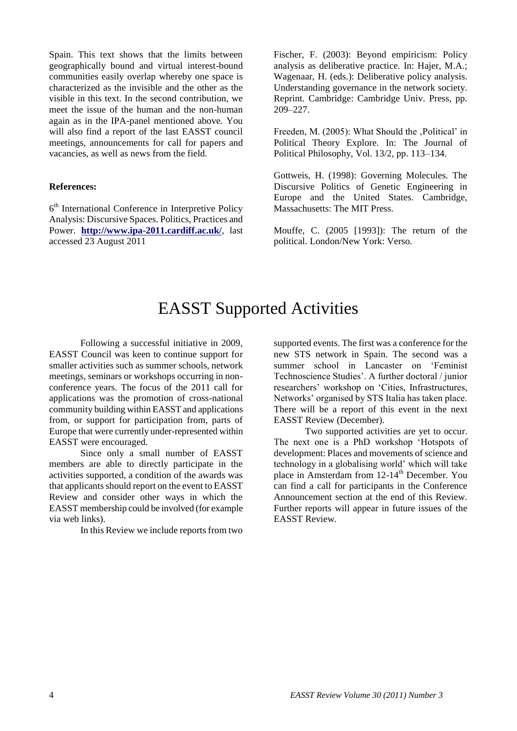Spain. This text shows that the limits between geographically bound and virtual interest-bound communities easily overlap whereby one space is characterized as the invisible and the other as the visible in this text. In the second contribution, we meet the issue of the human and the non-human again as in the IPA-panel mentioned above. You will also find a report of the last EASST council meetings, announcements for call for papers and vacancies, as well as news from the field.

**References:**

6th International Conference in Interpretive Policy Analysis: Discursive Spaces. Politics, Practices and Power. **http://www.ipa-2011.cardiff.ac.uk/**, last accessed 23 August 2011

Fischer, F. (2003): Beyond empiricism: Policy analysis as deliberative practice. In: Hajer, M.A.; Wagenaar, H. (eds.): Deliberative policy analysis. Understanding governance in the network society. Reprint. Cambridge: Cambridge Univ. Press, pp. 209–227.

Freeden, M. (2005): What Should the ‚Political' in Political Theory Explore. In: The Journal of Political Philosophy, Vol. 13/2, pp. 113–134.

Gottweis, H. (1998): Governing Molecules. The Discursive Politics of Genetic Engineering in Europe and the United States. Cambridge, Massachusetts: The MIT Press.

Mouffe, C. (2005 [1993]): The return of the political. London/New York: Verso.

# EASST Supported Activities

Following a successful initiative in 2009, EASST Council was keen to continue support for smaller activities such as summer schools, network meetings, seminars or workshops occurring in non-conference years. The focus of the 2011 call for applications was the promotion of cross-national community building within EASST and applications from, or support for participation from, parts of Europe that were currently under-represented within EASST were encouraged.

Since only a small number of EASST members are able to directly participate in the activities supported, a condition of the awards was that applicants should report on the event to EASST Review and consider other ways in which the EASST membership could be involved (for example via web links).

In this Review we include reports from two supported events. The first was a conference for the new STS network in Spain. The second was a summer school in Lancaster on 'Feminist Technoscience Studies'. A further doctoral / junior researchers' workshop on 'Cities, Infrastructures, Networks' organised by STS Italia has taken place. There will be a report of this event in the next EASST Review (December).

Two supported activities are yet to occur. The next one is a PhD workshop 'Hotspots of development: Places and movements of science and technology in a globalising world' which will take place in Amsterdam from 12-14th December. You can find a call for participants in the Conference Announcement section at the end of this Review. Further reports will appear in future issues of the EASST Review.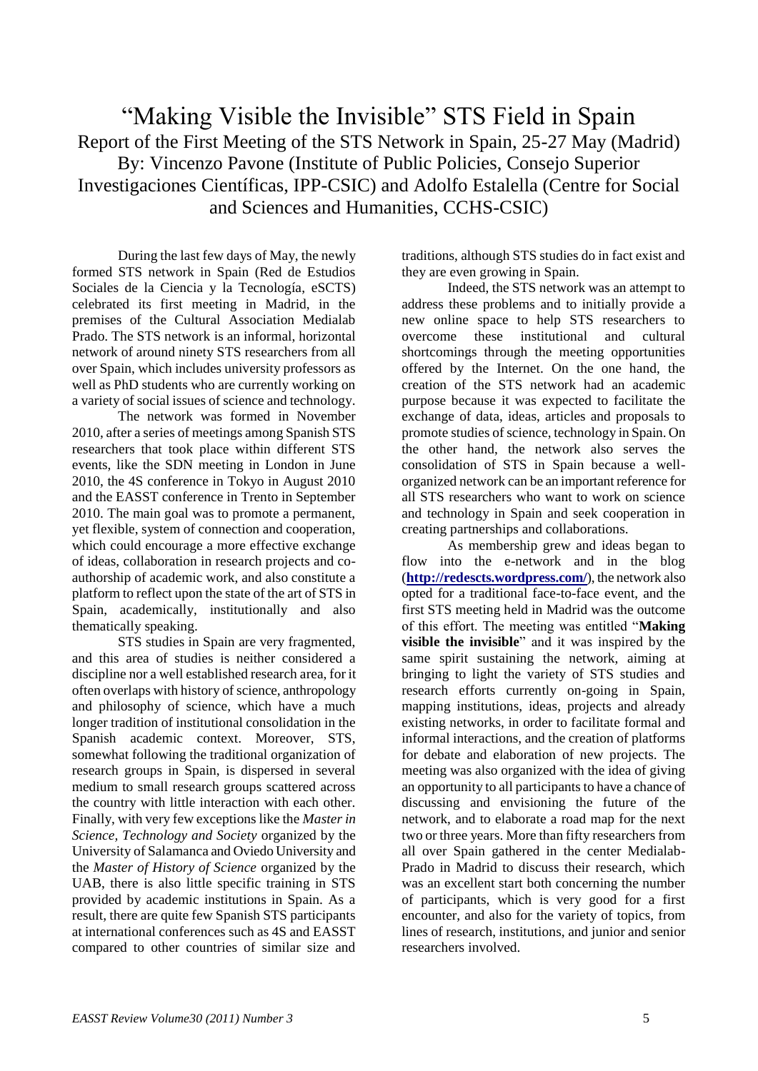# "Making Visible the Invisible" STS Field in Spain

## Report of the First Meeting of the STS Network in Spain, 25-27 May (Madrid)

By: Vincenzo Pavone (Institute of Public Policies, Consejo Superior Investigaciones Científicas, IPP-CSIC) and Adolfo Estalella (Centre for Social and Sciences and Humanities, CCHS-CSIC)

During the last few days of May, the newly formed STS network in Spain (Red de Estudios Sociales de la Ciencia y la Tecnología, eSCTS) celebrated its first meeting in Madrid, in the premises of the Cultural Association Medialab Prado. The STS network is an informal, horizontal network of around ninety STS researchers from all over Spain, which includes university professors as well as PhD students who are currently working on a variety of social issues of science and technology.

The network was formed in November 2010, after a series of meetings among Spanish STS researchers that took place within different STS events, like the SDN meeting in London in June 2010, the 4S conference in Tokyo in August 2010 and the EASST conference in Trento in September 2010. The main goal was to promote a permanent, yet flexible, system of connection and cooperation, which could encourage a more effective exchange of ideas, collaboration in research projects and co-authorship of academic work, and also constitute a platform to reflect upon the state of the art of STS in Spain, academically, institutionally and also thematically speaking.

STS studies in Spain are very fragmented, and this area of studies is neither considered a discipline nor a well established research area, for it often overlaps with history of science, anthropology and philosophy of science, which have a much longer tradition of institutional consolidation in the Spanish academic context. Moreover, STS, somewhat following the traditional organization of research groups in Spain, is dispersed in several medium to small research groups scattered across the country with little interaction with each other. Finally, with very few exceptions like the *Master in Science, Technology and Society* organized by the University of Salamanca and Oviedo University and the *Master of History of Science* organized by the UAB, there is also little specific training in STS provided by academic institutions in Spain. As a result, there are quite few Spanish STS participants at international conferences such as 4S and EASST compared to other countries of similar size and traditions, although STS studies do in fact exist and they are even growing in Spain.

Indeed, the STS network was an attempt to address these problems and to initially provide a new online space to help STS researchers to overcome these institutional and cultural shortcomings through the meeting opportunities offered by the Internet. On the one hand, the creation of the STS network had an academic purpose because it was expected to facilitate the exchange of data, ideas, articles and proposals to promote studies of science, technology in Spain. On the other hand, the network also serves the consolidation of STS in Spain because a well-organized network can be an important reference for all STS researchers who want to work on science and technology in Spain and seek cooperation in creating partnerships and collaborations.

As membership grew and ideas began to flow into the e-network and in the blog (**http://redescts.wordpress.com/**), the network also opted for a traditional face-to-face event, and the first STS meeting held in Madrid was the outcome of this effort. The meeting was entitled "**Making visible the invisible**" and it was inspired by the same spirit sustaining the network, aiming at bringing to light the variety of STS studies and research efforts currently on-going in Spain, mapping institutions, ideas, projects and already existing networks, in order to facilitate formal and informal interactions, and the creation of platforms for debate and elaboration of new projects. The meeting was also organized with the idea of giving an opportunity to all participants to have a chance of discussing and envisioning the future of the network, and to elaborate a road map for the next two or three years. More than fifty researchers from all over Spain gathered in the center Medialab-Prado in Madrid to discuss their research, which was an excellent start both concerning the number of participants, which is very good for a first encounter, and also for the variety of topics, from lines of research, institutions, and junior and senior researchers involved.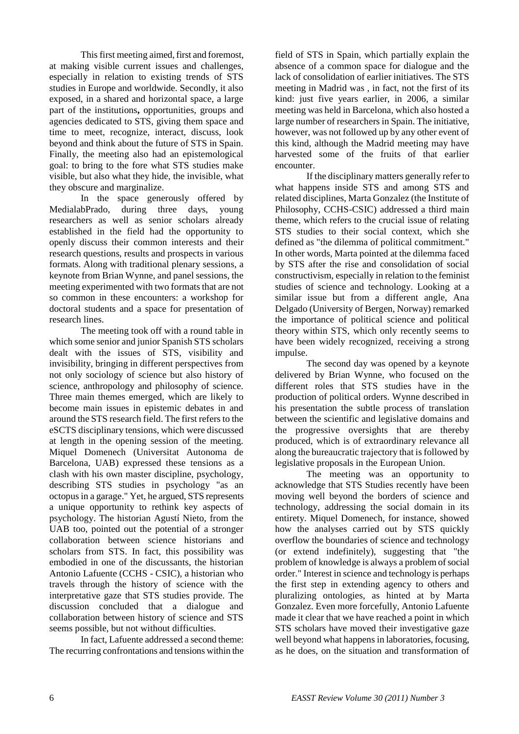This first meeting aimed, first and foremost, at making visible current issues and challenges, especially in relation to existing trends of STS studies in Europe and worldwide. Secondly, it also exposed, in a shared and horizontal space, a large part of the institutions**,** opportunities, groups and agencies dedicated to STS, giving them space and time to meet, recognize, interact, discuss, look beyond and think about the future of STS in Spain. Finally, the meeting also had an epistemological goal: to bring to the fore what STS studies make visible, but also what they hide, the invisible, what they obscure and marginalize.

In the space generously offered by MedialabPrado, during three days, young researchers as well as senior scholars already established in the field had the opportunity to openly discuss their common interests and their research questions, results and prospects in various formats. Along with traditional plenary sessions, a keynote from Brian Wynne, and panel sessions, the meeting experimented with two formats that are not so common in these encounters: a workshop for doctoral students and a space for presentation of research lines.

The meeting took off with a round table in which some senior and junior Spanish STS scholars dealt with the issues of STS, visibility and invisibility, bringing in different perspectives from not only sociology of science but also history of science, anthropology and philosophy of science. Three main themes emerged, which are likely to become main issues in epistemic debates in and around the STS research field. The first refers to the eSCTS disciplinary tensions, which were discussed at length in the opening session of the meeting. Miquel Domenech (Universitat Autonoma de Barcelona, UAB) expressed these tensions as a clash with his own master discipline, psychology, describing STS studies in psychology "as an octopus in a garage." Yet, he argued, STS represents a unique opportunity to rethink key aspects of psychology. The historian Agustí Nieto, from the UAB too, pointed out the potential of a stronger collaboration between science historians and scholars from STS. In fact, this possibility was embodied in one of the discussants, the historian Antonio Lafuente (CCHS - CSIC), a historian who travels through the history of science with the interpretative gaze that STS studies provide. The discussion concluded that a dialogue and collaboration between history of science and STS seems possible, but not without difficulties.

In fact, Lafuente addressed a second theme: The recurring confrontations and tensions within the field of STS in Spain, which partially explain the absence of a common space for dialogue and the lack of consolidation of earlier initiatives. The STS meeting in Madrid was , in fact, not the first of its kind: just five years earlier, in 2006, a similar meeting was held in Barcelona, which also hosted a large number of researchers in Spain. The initiative, however, was not followed up by any other event of this kind, although the Madrid meeting may have harvested some of the fruits of that earlier encounter.

If the disciplinary matters generally refer to what happens inside STS and among STS and related disciplines, Marta Gonzalez (the Institute of Philosophy, CCHS-CSIC) addressed a third main theme, which refers to the crucial issue of relating STS studies to their social context, which she defined as "the dilemma of political commitment." In other words, Marta pointed at the dilemma faced by STS after the rise and consolidation of social constructivism, especially in relation to the feminist studies of science and technology. Looking at a similar issue but from a different angle, Ana Delgado (University of Bergen, Norway) remarked the importance of political science and political theory within STS, which only recently seems to have been widely recognized, receiving a strong impulse.

The second day was opened by a keynote delivered by Brian Wynne, who focused on the different roles that STS studies have in the production of political orders. Wynne described in his presentation the subtle process of translation between the scientific and legislative domains and the progressive oversights that are thereby produced, which is of extraordinary relevance all along the bureaucratic trajectory that is followed by legislative proposals in the European Union.

The meeting was an opportunity to acknowledge that STS Studies recently have been moving well beyond the borders of science and technology, addressing the social domain in its entirety. Miquel Domenech, for instance, showed how the analyses carried out by STS quickly overflow the boundaries of science and technology (or extend indefinitely), suggesting that "the problem of knowledge is always a problem of social order." Interest in science and technology is perhaps the first step in extending agency to others and pluralizing ontologies, as hinted at by Marta Gonzalez. Even more forcefully, Antonio Lafuente made it clear that we have reached a point in which STS scholars have moved their investigative gaze well beyond what happens in laboratories, focusing, as he does, on the situation and transformation of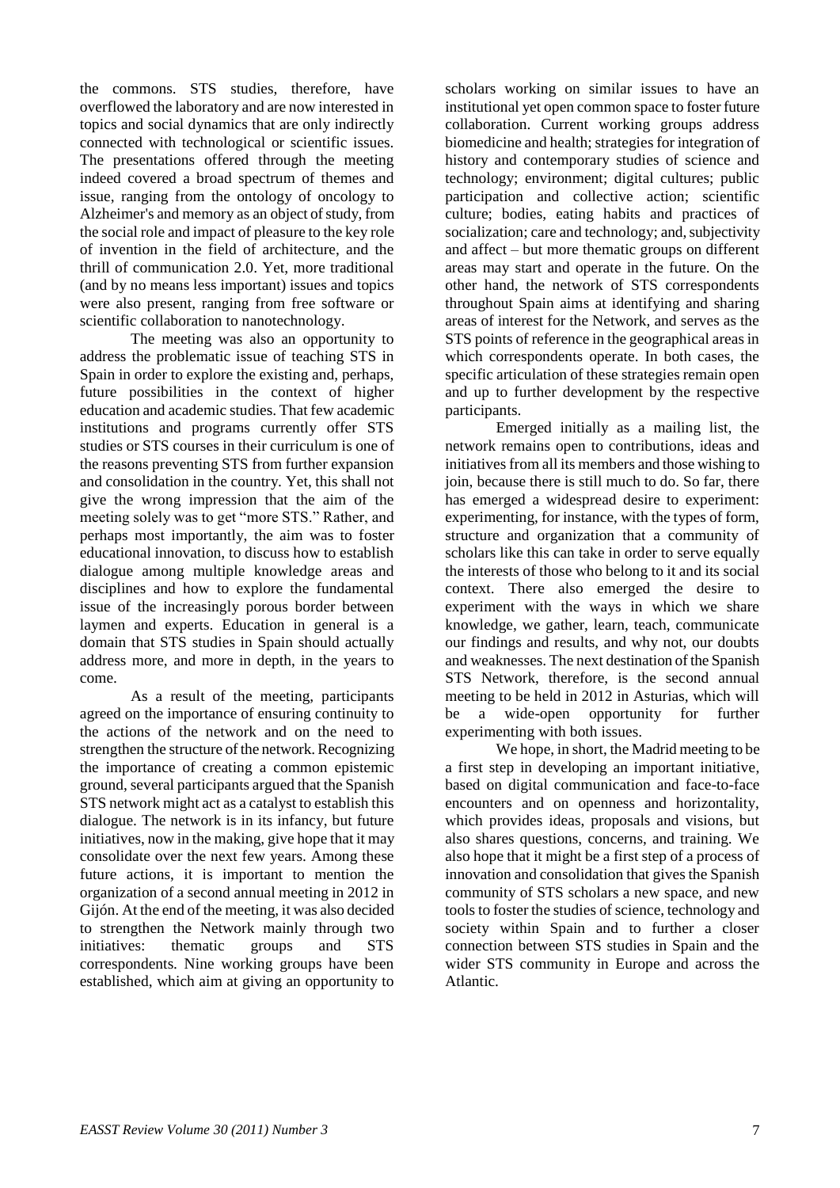the commons. STS studies, therefore, have overflowed the laboratory and are now interested in topics and social dynamics that are only indirectly connected with technological or scientific issues. The presentations offered through the meeting indeed covered a broad spectrum of themes and issue, ranging from the ontology of oncology to Alzheimer's and memory as an object of study, from the social role and impact of pleasure to the key role of invention in the field of architecture, and the thrill of communication 2.0. Yet, more traditional (and by no means less important) issues and topics were also present, ranging from free software or scientific collaboration to nanotechnology.

The meeting was also an opportunity to address the problematic issue of teaching STS in Spain in order to explore the existing and, perhaps, future possibilities in the context of higher education and academic studies. That few academic institutions and programs currently offer STS studies or STS courses in their curriculum is one of the reasons preventing STS from further expansion and consolidation in the country. Yet, this shall not give the wrong impression that the aim of the meeting solely was to get "more STS." Rather, and perhaps most importantly, the aim was to foster educational innovation, to discuss how to establish dialogue among multiple knowledge areas and disciplines and how to explore the fundamental issue of the increasingly porous border between laymen and experts. Education in general is a domain that STS studies in Spain should actually address more, and more in depth, in the years to come.

As a result of the meeting, participants agreed on the importance of ensuring continuity to the actions of the network and on the need to strengthen the structure of the network. Recognizing the importance of creating a common epistemic ground, several participants argued that the Spanish STS network might act as a catalyst to establish this dialogue. The network is in its infancy, but future initiatives, now in the making, give hope that it may consolidate over the next few years. Among these future actions, it is important to mention the organization of a second annual meeting in 2012 in Gijón. At the end of the meeting, it was also decided to strengthen the Network mainly through two initiatives: thematic groups and STS correspondents. Nine working groups have been established, which aim at giving an opportunity to scholars working on similar issues to have an institutional yet open common space to foster future collaboration. Current working groups address biomedicine and health; strategies for integration of history and contemporary studies of science and technology; environment; digital cultures; public participation and collective action; scientific culture; bodies, eating habits and practices of socialization; care and technology; and, subjectivity and affect – but more thematic groups on different areas may start and operate in the future. On the other hand, the network of STS correspondents throughout Spain aims at identifying and sharing areas of interest for the Network, and serves as the STS points of reference in the geographical areas in which correspondents operate. In both cases, the specific articulation of these strategies remain open and up to further development by the respective participants.

Emerged initially as a mailing list, the network remains open to contributions, ideas and initiatives from all its members and those wishing to join, because there is still much to do. So far, there has emerged a widespread desire to experiment: experimenting, for instance, with the types of form, structure and organization that a community of scholars like this can take in order to serve equally the interests of those who belong to it and its social context. There also emerged the desire to experiment with the ways in which we share knowledge, we gather, learn, teach, communicate our findings and results, and why not, our doubts and weaknesses. The next destination of the Spanish STS Network, therefore, is the second annual meeting to be held in 2012 in Asturias, which will be a wide-open opportunity for further experimenting with both issues.

We hope, in short, the Madrid meeting to be a first step in developing an important initiative, based on digital communication and face-to-face encounters and on openness and horizontality, which provides ideas, proposals and visions, but also shares questions, concerns, and training. We also hope that it might be a first step of a process of innovation and consolidation that gives the Spanish community of STS scholars a new space, and new tools to foster the studies of science, technology and society within Spain and to further a closer connection between STS studies in Spain and the wider STS community in Europe and across the Atlantic.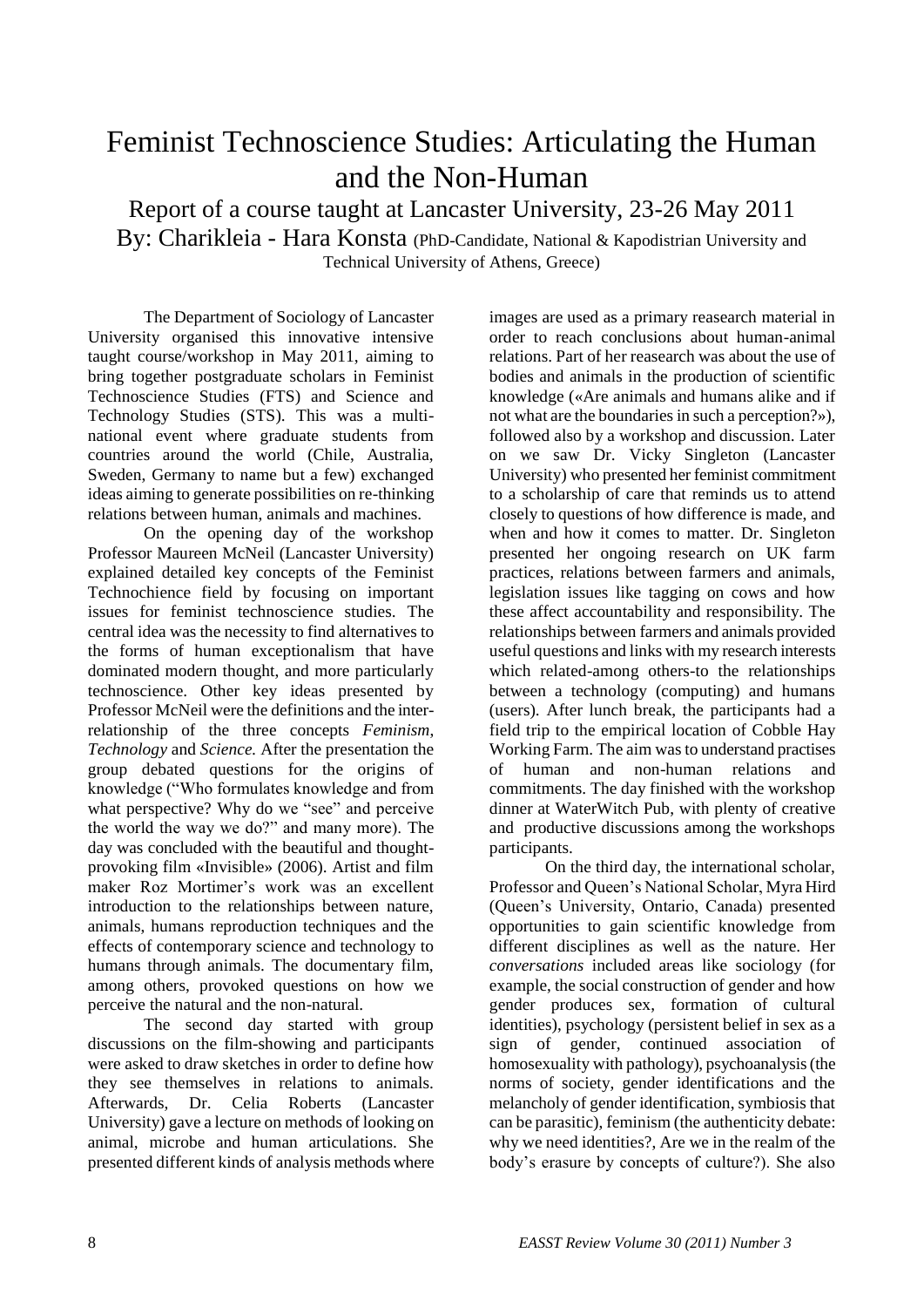# Feminist Technoscience Studies: Articulating the Human and the Non-Human

## Report of a course taught at Lancaster University, 23-26 May 2011

By: Charikleia - Hara Konsta (PhD-Candidate, National & Kapodistrian University and Technical University of Athens, Greece)

The Department of Sociology of Lancaster University organised this innovative intensive taught course/workshop in May 2011, aiming to bring together postgraduate scholars in Feminist Technoscience Studies (FTS) and Science and Technology Studies (STS). This was a multi-national event where graduate students from countries around the world (Chile, Australia, Sweden, Germany to name but a few) exchanged ideas aiming to generate possibilities on re-thinking relations between human, animals and machines.

On the opening day of the workshop Professor Maureen McNeil (Lancaster University) explained detailed key concepts of the Feminist Technochience field by focusing on important issues for feminist technoscience studies. The central idea was the necessity to find alternatives to the forms of human exceptionalism that have dominated modern thought, and more particularly technoscience. Other key ideas presented by Professor McNeil were the definitions and the inter-relationship of the three concepts *Feminism*, *Technology* and *Science.* After the presentation the group debated questions for the origins of knowledge ("Who formulates knowledge and from what perspective? Why do we "see" and perceive the world the way we do?" and many more). The day was concluded with the beautiful and thought-provoking film «Invisible» (2006). Artist and film maker Roz Mortimer's work was an excellent introduction to the relationships between nature, animals, humans reproduction techniques and the effects of contemporary science and technology to humans through animals. The documentary film, among others, provoked questions on how we perceive the natural and the non-natural.

The second day started with group discussions on the film-showing and participants were asked to draw sketches in order to define how they see themselves in relations to animals. Afterwards, Dr. Celia Roberts (Lancaster University) gave a lecture on methods of looking on animal, microbe and human articulations. She presented different kinds of analysis methods where images are used as a primary reasearch material in order to reach conclusions about human-animal relations. Part of her reasearch was about the use of bodies and animals in the production of scientific knowledge («Are animals and humans alike and if not what are the boundaries in such a perception?»), followed also by a workshop and discussion. Later on we saw Dr. Vicky Singleton (Lancaster University) who presented her feminist commitment to a scholarship of care that reminds us to attend closely to questions of how difference is made, and when and how it comes to matter. Dr. Singleton presented her ongoing research on UK farm practices, relations between farmers and animals, legislation issues like tagging on cows and how these affect accountability and responsibility. The relationships between farmers and animals provided useful questions and links with my research interests which related-among others-to the relationships between a technology (computing) and humans (users). After lunch break, the participants had a field trip to the empirical location of Cobble Hay Working Farm. The aim was to understand practises of human and non-human relations and commitments. The day finished with the workshop dinner at WaterWitch Pub, with plenty of creative and productive discussions among the workshops participants.

On the third day, the international scholar, Professor and Queen's National Scholar, Myra Hird (Queen's University, Ontario, Canada) presented opportunities to gain scientific knowledge from different disciplines as well as the nature. Her *conversations* included areas like sociology (for example, the social construction of gender and how gender produces sex, formation of cultural identities), psychology (persistent belief in sex as a sign of gender, continued association of homosexuality with pathology), psychoanalysis (the norms of society, gender identifications and the melancholy of gender identification, symbiosis that can be parasitic), feminism (the authenticity debate: why we need identities?, Are we in the realm of the body's erasure by concepts of culture?). She also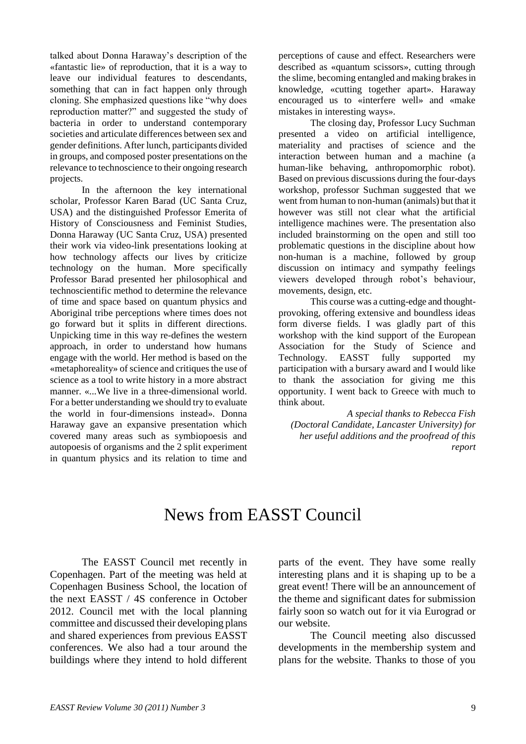talked about Donna Haraway's description of the «fantastic lie» of reproduction, that it is a way to leave our individual features to descendants, something that can in fact happen only through cloning. She emphasized questions like "why does reproduction matter?" and suggested the study of bacteria in order to understand contemporary societies and articulate differences between sex and gender definitions. After lunch, participants divided in groups, and composed poster presentations on the relevance to technoscience to their ongoing research projects.

In the afternoon the key international scholar, Professor Karen Barad (UC Santa Cruz, USA) and the distinguished Professor Emerita of History of Consciousness and Feminist Studies, Donna Haraway (UC Santa Cruz, USA) presented their work via video-link presentations looking at how technology affects our lives by criticize technology on the human. More specifically Professor Barad presented her philosophical and technoscientific method to determine the relevance of time and space based on quantum physics and Aboriginal tribe perceptions where times does not go forward but it splits in different directions. Unpicking time in this way re-defines the western approach, in order to understand how humans engage with the world. Her method is based on the «metaphoreality» of science and critiques the use of science as a tool to write history in a more abstract manner. «...We live in a three-dimensional world. For a better understanding we should try to evaluate the world in four-dimensions instead». Donna Haraway gave an expansive presentation which covered many areas such as symbiopoesis and autopoesis of organisms and the 2 split experiment in quantum physics and its relation to time and perceptions of cause and effect. Researchers were described as «quantum scissors», cutting through the slime, becoming entangled and making brakes in knowledge, «cutting together apart». Haraway encouraged us to «interfere well» and «make mistakes in interesting ways».

The closing day, Professor Lucy Suchman presented a video on artificial intelligence, materiality and practises of science and the interaction between human and a machine (a human-like behaving, anthropomorphic robot). Based on previous discussions during the four-days workshop, professor Suchman suggested that we went from human to non-human (animals) but that it however was still not clear what the artificial intelligence machines were. The presentation also included brainstorming on the open and still too problematic questions in the discipline about how non-human is a machine, followed by group discussion on intimacy and sympathy feelings viewers developed through robot's behaviour, movements, design, etc.

This course was a cutting-edge and thought-provoking, offering extensive and boundless ideas form diverse fields. I was gladly part of this workshop with the kind support of the European Association for the Study of Science and Technology. EASST fully supported my participation with a bursary award and I would like to thank the association for giving me this opportunity. I went back to Greece with much to think about.

*A special thanks to Rebecca Fish (Doctoral Candidate, Lancaster University) for her useful additions and the proofread of this report*

# News from EASST Council

The EASST Council met recently in Copenhagen. Part of the meeting was held at Copenhagen Business School, the location of the next EASST / 4S conference in October 2012. Council met with the local planning committee and discussed their developing plans and shared experiences from previous EASST conferences. We also had a tour around the buildings where they intend to hold different parts of the event. They have some really interesting plans and it is shaping up to be a great event! There will be an announcement of the theme and significant dates for submission fairly soon so watch out for it via Eurograd or our website.

The Council meeting also discussed developments in the membership system and plans for the website. Thanks to those of you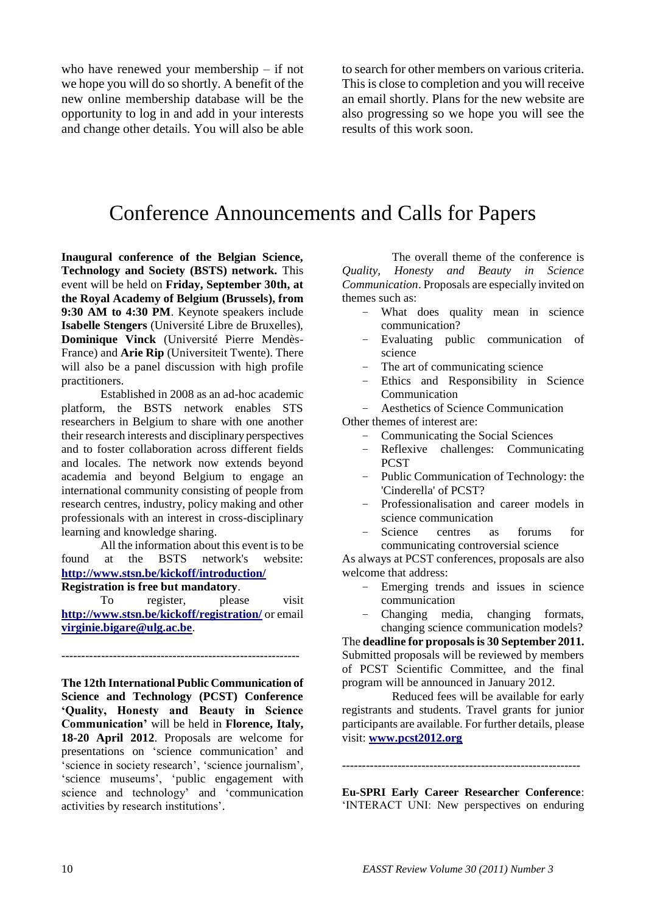who have renewed your membership – if not we hope you will do so shortly. A benefit of the new online membership database will be the opportunity to log in and add in your interests and change other details. You will also be able to search for other members on various criteria. This is close to completion and you will receive an email shortly. Plans for the new website are also progressing so we hope you will see the results of this work soon.

# Conference Announcements and Calls for Papers

**Inaugural conference of the Belgian Science, Technology and Society (BSTS) network.** This event will be held on **Friday, September 30th, at the Royal Academy of Belgium (Brussels), from 9:30 AM to 4:30 PM**. Keynote speakers include **Isabelle Stengers** (Université Libre de Bruxelles), **Dominique Vinck** (Université Pierre Mendès-France) and **Arie Rip** (Universiteit Twente). There will also be a panel discussion with high profile practitioners.

Established in 2008 as an ad-hoc academic platform, the BSTS network enables STS researchers in Belgium to share with one another their research interests and disciplinary perspectives and to foster collaboration across different fields and locales. The network now extends beyond academia and beyond Belgium to engage an international community consisting of people from research centres, industry, policy making and other professionals with an interest in cross-disciplinary learning and knowledge sharing.

All the information about this event is to be found at the BSTS network's website: **http://www.stsn.be/kickoff/introduction/**

**Registration is free but mandatory**.

To register, please visit **http://www.stsn.be/kickoff/registration/** or email **virginie.bigare@ulg.ac.be**.

-----------------------------------------------------------

**The 12th International Public Communication of Science and Technology (PCST) Conference 'Quality, Honesty and Beauty in Science Communication'** will be held in **Florence, Italy, 18-20 April 2012**. Proposals are welcome for presentations on 'science communication' and 'science in society research', 'science journalism', 'science museums', 'public engagement with science and technology' and 'communication activities by research institutions'.

The overall theme of the conference is *Quality, Honesty and Beauty in Science Communication*. Proposals are especially invited on themes such as:

- What does quality mean in science communication?
- Evaluating public communication of science
- The art of communicating science
- Ethics and Responsibility in Science Communication
- Aesthetics of Science Communication

Other themes of interest are:

- Communicating the Social Sciences
- Reflexive challenges: Communicating PCST
- Public Communication of Technology: the 'Cinderella' of PCST?
- Professionalisation and career models in science communication
- Science centres as forums for communicating controversial science

As always at PCST conferences, proposals are also welcome that address:

- Emerging trends and issues in science communication
- Changing media, changing formats, changing science communication models?

The **deadline for proposals is 30 September 2011.** Submitted proposals will be reviewed by members of PCST Scientific Committee, and the final program will be announced in January 2012.

Reduced fees will be available for early registrants and students. Travel grants for junior participants are available. For further details, please visit: **www.pcst2012.org**

-----------------------------------------------------------

**Eu-SPRI Early Career Researcher Conference**: 'INTERACT UNI: New perspectives on enduring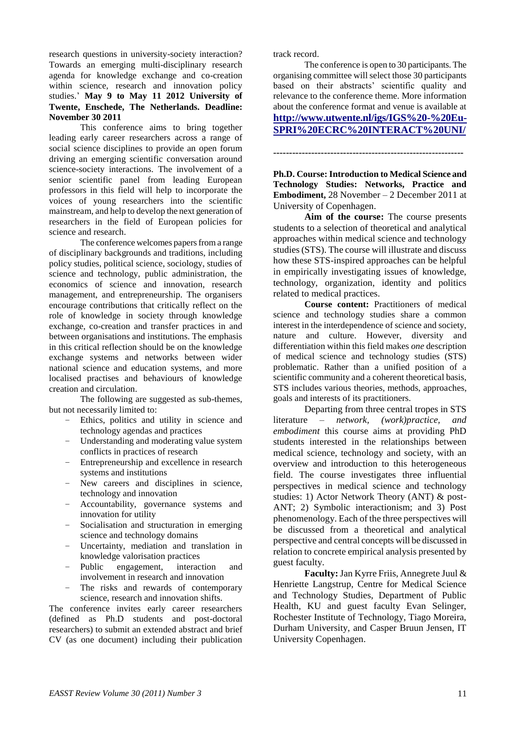research questions in university-society interaction? Towards an emerging multi-disciplinary research agenda for knowledge exchange and co-creation within science, research and innovation policy studies.' **May 9 to May 11 2012 University of Twente, Enschede, The Netherlands. Deadline: November 30 2011**

This conference aims to bring together leading early career researchers across a range of social science disciplines to provide an open forum driving an emerging scientific conversation around science-society interactions. The involvement of a senior scientific panel from leading European professors in this field will help to incorporate the voices of young researchers into the scientific mainstream, and help to develop the next generation of researchers in the field of European policies for science and research.

The conference welcomes papers from a range of disciplinary backgrounds and traditions, including policy studies, political science, sociology, studies of science and technology, public administration, the economics of science and innovation, research management, and entrepreneurship. The organisers encourage contributions that critically reflect on the role of knowledge in society through knowledge exchange, co-creation and transfer practices in and between organisations and institutions. The emphasis in this critical reflection should be on the knowledge exchange systems and networks between wider national science and education systems, and more localised practises and behaviours of knowledge creation and circulation.

The following are suggested as sub-themes, but not necessarily limited to:

- Ethics, politics and utility in science and technology agendas and practices
- Understanding and moderating value system conflicts in practices of research
- Entrepreneurship and excellence in research systems and institutions
- New careers and disciplines in science, technology and innovation
- Accountability, governance systems and innovation for utility
- Socialisation and structuration in emerging science and technology domains
- Uncertainty, mediation and translation in knowledge valorisation practices
- Public engagement, interaction and involvement in research and innovation
- The risks and rewards of contemporary science, research and innovation shifts.

The conference invites early career researchers (defined as Ph.D students and post-doctoral researchers) to submit an extended abstract and brief CV (as one document) including their publication track record.

The conference is open to 30 participants. The organising committee will select those 30 participants based on their abstracts' scientific quality and relevance to the conference theme. More information about the conference format and venue is available at **http://www.utwente.nl/igs/IGS%20-%20Eu-SPRI%20ECRC%20INTERACT%20UNI/**

---

**Ph.D. Course: Introduction to Medical Science and Technology Studies: Networks, Practice and Embodiment,** 28 November – 2 December 2011 at University of Copenhagen.

**Aim of the course:** The course presents students to a selection of theoretical and analytical approaches within medical science and technology studies (STS). The course will illustrate and discuss how these STS-inspired approaches can be helpful in empirically investigating issues of knowledge, technology, organization, identity and politics related to medical practices.

**Course content:** Practitioners of medical science and technology studies share a common interest in the interdependence of science and society, nature and culture. However, diversity and differentiation within this field makes *one* description of medical science and technology studies (STS) problematic. Rather than a unified position of a scientific community and a coherent theoretical basis, STS includes various theories, methods, approaches, goals and interests of its practitioners.

Departing from three central tropes in STS literature – *network, (work)practice, and embodiment* this course aims at providing PhD students interested in the relationships between medical science, technology and society, with an overview and introduction to this heterogeneous field. The course investigates three influential perspectives in medical science and technology studies: 1) Actor Network Theory (ANT) & post-ANT; 2) Symbolic interactionism; and 3) Post phenomenology. Each of the three perspectives will be discussed from a theoretical and analytical perspective and central concepts will be discussed in relation to concrete empirical analysis presented by guest faculty.

**Faculty:** Jan Kyrre Friis, Annegrete Juul & Henriette Langstrup, Centre for Medical Science and Technology Studies, Department of Public Health, KU and guest faculty Evan Selinger, Rochester Institute of Technology, Tiago Moreira, Durham University, and Casper Bruun Jensen, IT University Copenhagen.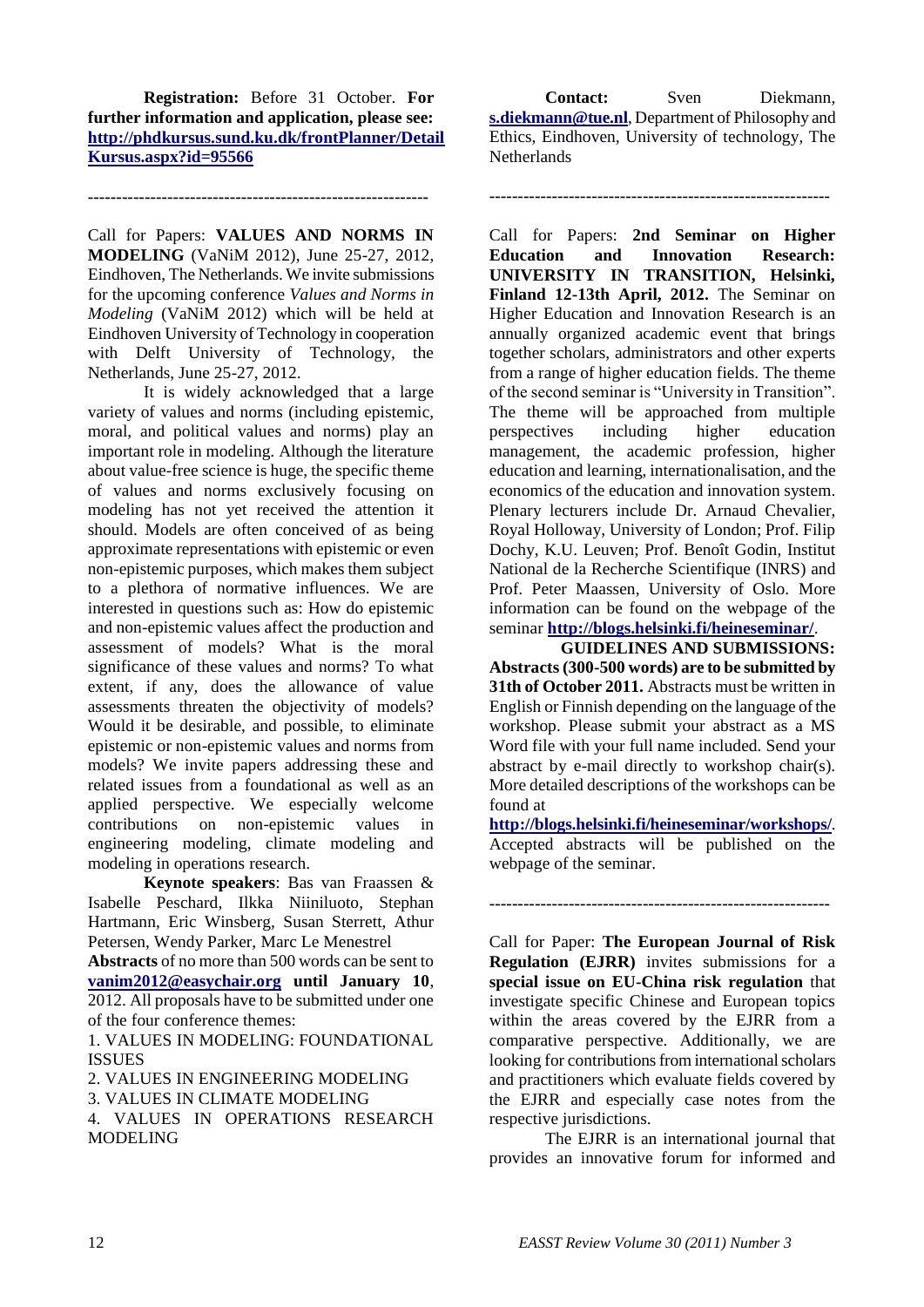**Registration:** Before 31 October. **For further information and application, please see: [http://phdkursus.sund.ku.dk/frontPlanner/DetailKursus.aspx?id=95566](http://phdkursus.sund.ku.dk/frontPlanner/DetailKursus.aspx?id=95566)**

------------------------------------------------------------

Call for Papers: **VALUES AND NORMS IN MODELING** (VaNiM 2012), June 25-27, 2012, Eindhoven, The Netherlands. We invite submissions for the upcoming conference *Values and Norms in Modeling* (VaNiM 2012) which will be held at Eindhoven University of Technology in cooperation with Delft University of Technology, the Netherlands, June 25-27, 2012.

It is widely acknowledged that a large variety of values and norms (including epistemic, moral, and political values and norms) play an important role in modeling. Although the literature about value-free science is huge, the specific theme of values and norms exclusively focusing on modeling has not yet received the attention it should. Models are often conceived of as being approximate representations with epistemic or even non-epistemic purposes, which makes them subject to a plethora of normative influences. We are interested in questions such as: How do epistemic and non-epistemic values affect the production and assessment of models? What is the moral significance of these values and norms? To what extent, if any, does the allowance of value assessments threaten the objectivity of models? Would it be desirable, and possible, to eliminate epistemic or non-epistemic values and norms from models? We invite papers addressing these and related issues from a foundational as well as an applied perspective. We especially welcome contributions on non-epistemic values in engineering modeling, climate modeling and modeling in operations research.

**Keynote speakers**: Bas van Fraassen & Isabelle Peschard, Ilkka Niiniluoto, Stephan Hartmann, Eric Winsberg, Susan Sterrett, Athur Petersen, Wendy Parker, Marc Le Menestrel

**Abstracts** of no more than 500 words can be sent to **[vanim2012@easychair.org](mailto:vanim2012@easychair.org) until January 10**, 2012. All proposals have to be submitted under one of the four conference themes:

1. VALUES IN MODELING: FOUNDATIONAL ISSUES
2. VALUES IN ENGINEERING MODELING
3. VALUES IN CLIMATE MODELING
4. VALUES IN OPERATIONS RESEARCH MODELING

**Contact:** Sven Diekmann, **[s.diekmann@tue.nl](mailto:s.diekmann@tue.nl)**, Department of Philosophy and Ethics, Eindhoven, University of technology, The Netherlands

------------------------------------------------------------

Call for Papers: **2nd Seminar on Higher Education and Innovation Research: UNIVERSITY IN TRANSITION, Helsinki, Finland 12-13th April, 2012.** The Seminar on Higher Education and Innovation Research is an annually organized academic event that brings together scholars, administrators and other experts from a range of higher education fields. The theme of the second seminar is "University in Transition". The theme will be approached from multiple perspectives including higher education management, the academic profession, higher education and learning, internationalisation, and the economics of the education and innovation system. Plenary lecturers include Dr. Arnaud Chevalier, Royal Holloway, University of London; Prof. Filip Dochy, K.U. Leuven; Prof. Benoît Godin, Institut National de la Recherche Scientifique (INRS) and Prof. Peter Maassen, University of Oslo. More information can be found on the webpage of the seminar **[http://blogs.helsinki.fi/heineseminar/](http://blogs.helsinki.fi/heineseminar/)**.

**GUIDELINES AND SUBMISSIONS: Abstracts (300-500 words) are to be submitted by 31th of October 2011.** Abstracts must be written in English or Finnish depending on the language of the workshop. Please submit your abstract as a MS Word file with your full name included. Send your abstract by e-mail directly to workshop chair(s). More detailed descriptions of the workshops can be found at **[http://blogs.helsinki.fi/heineseminar/workshops/](http://blogs.helsinki.fi/heineseminar/workshops/)**. Accepted abstracts will be published on the webpage of the seminar.

------------------------------------------------------------

Call for Paper: **The European Journal of Risk Regulation (EJRR)** invites submissions for a **special issue on EU-China risk regulation** that investigate specific Chinese and European topics within the areas covered by the EJRR from a comparative perspective. Additionally, we are looking for contributions from international scholars and practitioners which evaluate fields covered by the EJRR and especially case notes from the respective jurisdictions.

The EJRR is an international journal that provides an innovative forum for informed and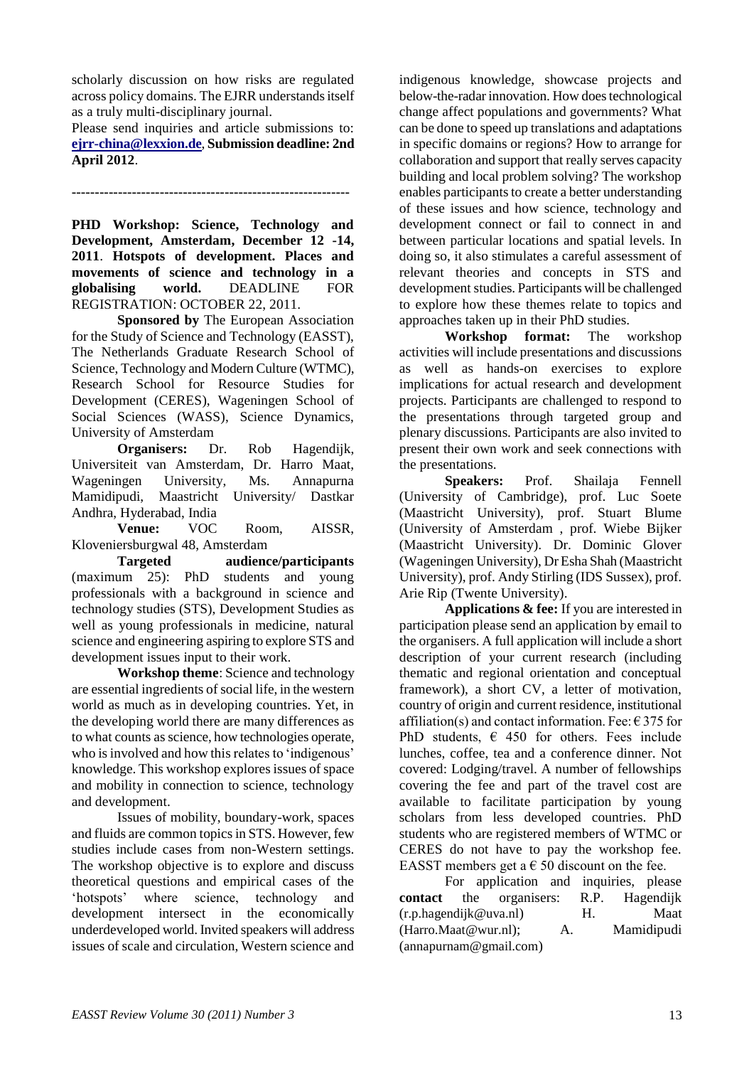scholarly discussion on how risks are regulated across policy domains. The EJRR understands itself as a truly multi-disciplinary journal.

Please send inquiries and article submissions to: **ejrr-china@lexxion.de**, **Submission deadline: 2nd April 2012**.

-----------------------------------------------------------

**PHD Workshop: Science, Technology and Development, Amsterdam, December 12 -14, 2011**. **Hotspots of development. Places and movements of science and technology in a globalising world.** DEADLINE FOR REGISTRATION: OCTOBER 22, 2011.

**Sponsored by** The European Association for the Study of Science and Technology (EASST), The Netherlands Graduate Research School of Science, Technology and Modern Culture (WTMC), Research School for Resource Studies for Development (CERES), Wageningen School of Social Sciences (WASS), Science Dynamics, University of Amsterdam

**Organisers:** Dr. Rob Hagendijk, Universiteit van Amsterdam, Dr. Harro Maat, Wageningen University, Ms. Annapurna Mamidipudi, Maastricht University/ Dastkar Andhra, Hyderabad, India

**Venue:** VOC Room, AISSR, Kloveniersburgwal 48, Amsterdam

**Targeted audience/participants** (maximum 25): PhD students and young professionals with a background in science and technology studies (STS), Development Studies as well as young professionals in medicine, natural science and engineering aspiring to explore STS and development issues input to their work.

**Workshop theme**: Science and technology are essential ingredients of social life, in the western world as much as in developing countries. Yet, in the developing world there are many differences as to what counts as science, how technologies operate, who is involved and how this relates to 'indigenous' knowledge. This workshop explores issues of space and mobility in connection to science, technology and development.

Issues of mobility, boundary-work, spaces and fluids are common topics in STS. However, few studies include cases from non-Western settings. The workshop objective is to explore and discuss theoretical questions and empirical cases of the 'hotspots' where science, technology and development intersect in the economically underdeveloped world. Invited speakers will address issues of scale and circulation, Western science and indigenous knowledge, showcase projects and below-the-radar innovation. How does technological change affect populations and governments? What can be done to speed up translations and adaptations in specific domains or regions? How to arrange for collaboration and support that really serves capacity building and local problem solving? The workshop enables participants to create a better understanding of these issues and how science, technology and development connect or fail to connect in and between particular locations and spatial levels. In doing so, it also stimulates a careful assessment of relevant theories and concepts in STS and development studies. Participants will be challenged to explore how these themes relate to topics and approaches taken up in their PhD studies.

**Workshop format:** The workshop activities will include presentations and discussions as well as hands-on exercises to explore implications for actual research and development projects. Participants are challenged to respond to the presentations through targeted group and plenary discussions. Participants are also invited to present their own work and seek connections with the presentations.

**Speakers:** Prof. Shailaja Fennell (University of Cambridge), prof. Luc Soete (Maastricht University), prof. Stuart Blume (University of Amsterdam , prof. Wiebe Bijker (Maastricht University). Dr. Dominic Glover (Wageningen University), Dr Esha Shah (Maastricht University), prof. Andy Stirling (IDS Sussex), prof. Arie Rip (Twente University).

**Applications & fee:** If you are interested in participation please send an application by email to the organisers. A full application will include a short description of your current research (including thematic and regional orientation and conceptual framework), a short CV, a letter of motivation, country of origin and current residence, institutional affiliation(s) and contact information. Fee: € 375 for PhD students, € 450 for others. Fees include lunches, coffee, tea and a conference dinner. Not covered: Lodging/travel. A number of fellowships covering the fee and part of the travel cost are available to facilitate participation by young scholars from less developed countries. PhD students who are registered members of WTMC or CERES do not have to pay the workshop fee. EASST members get a € 50 discount on the fee.

For application and inquiries, please **contact** the organisers: R.P. Hagendijk (r.p.hagendijk@uva.nl) H. Maat (Harro.Maat@wur.nl); A. Mamidipudi (annapurnam@gmail.com)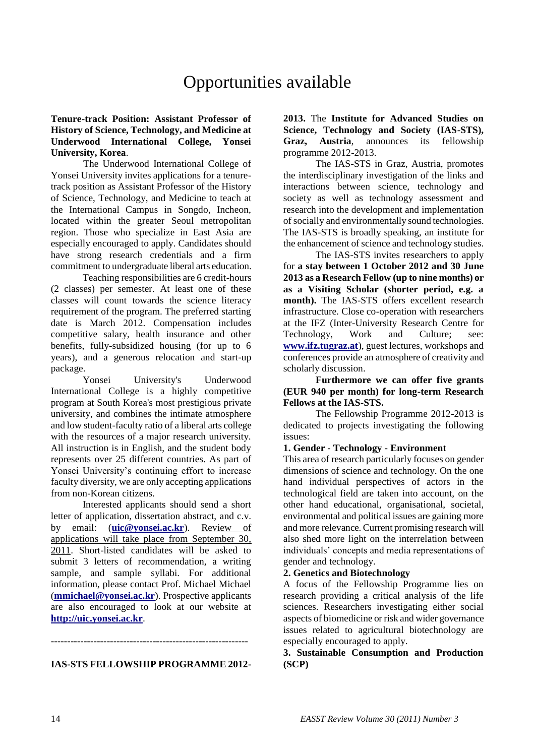# Opportunities available

**Tenure-track Position: Assistant Professor of History of Science, Technology, and Medicine at Underwood International College, Yonsei University, Korea**.

The Underwood International College of Yonsei University invites applications for a tenure-track position as Assistant Professor of the History of Science, Technology, and Medicine to teach at the International Campus in Songdo, Incheon, located within the greater Seoul metropolitan region. Those who specialize in East Asia are especially encouraged to apply. Candidates should have strong research credentials and a firm commitment to undergraduate liberal arts education.

Teaching responsibilities are 6 credit-hours (2 classes) per semester. At least one of these classes will count towards the science literacy requirement of the program. The preferred starting date is March 2012. Compensation includes competitive salary, health insurance and other benefits, fully-subsidized housing (for up to 6 years), and a generous relocation and start-up package.

Yonsei University's Underwood International College is a highly competitive program at South Korea's most prestigious private university, and combines the intimate atmosphere and low student-faculty ratio of a liberal arts college with the resources of a major research university. All instruction is in English, and the student body represents over 25 different countries. As part of Yonsei University's continuing effort to increase faculty diversity, we are only accepting applications from non-Korean citizens.

Interested applicants should send a short letter of application, dissertation abstract, and c.v. by email: (**uic@yonsei.ac.kr**). Review of applications will take place from September 30, 2011. Short-listed candidates will be asked to submit 3 letters of recommendation, a writing sample, and sample syllabi. For additional information, please contact Prof. Michael Michael (**mmichael@yonsei.ac.kr**). Prospective applicants are also encouraged to look at our website at **http://uic.yonsei.ac.kr**.

------------------------------------------------------------

**IAS-STS FELLOWSHIP PROGRAMME 2012-2013.** The **Institute for Advanced Studies on Science, Technology and Society (IAS-STS), Graz, Austria**, announces its fellowship programme 2012-2013.

The IAS-STS in Graz, Austria, promotes the interdisciplinary investigation of the links and interactions between science, technology and society as well as technology assessment and research into the development and implementation of socially and environmentally sound technologies. The IAS-STS is broadly speaking, an institute for the enhancement of science and technology studies.

The IAS-STS invites researchers to apply for **a stay between 1 October 2012 and 30 June 2013 as a Research Fellow (up to nine months) or as a Visiting Scholar (shorter period, e.g. a month).** The IAS-STS offers excellent research infrastructure. Close co-operation with researchers at the IFZ (Inter-University Research Centre for Technology, Work and Culture; see: **www.ifz.tugraz.at**), guest lectures, workshops and conferences provide an atmosphere of creativity and scholarly discussion.

**Furthermore we can offer five grants (EUR 940 per month) for long-term Research Fellows at the IAS-STS.**

The Fellowship Programme 2012-2013 is dedicated to projects investigating the following issues:

**1. Gender - Technology - Environment**

This area of research particularly focuses on gender dimensions of science and technology. On the one hand individual perspectives of actors in the technological field are taken into account, on the other hand educational, organisational, societal, environmental and political issues are gaining more and more relevance. Current promising research will also shed more light on the interrelation between individuals' concepts and media representations of gender and technology.

**2. Genetics and Biotechnology**

A focus of the Fellowship Programme lies on research providing a critical analysis of the life sciences. Researchers investigating either social aspects of biomedicine or risk and wider governance issues related to agricultural biotechnology are especially encouraged to apply.

**3. Sustainable Consumption and Production (SCP)**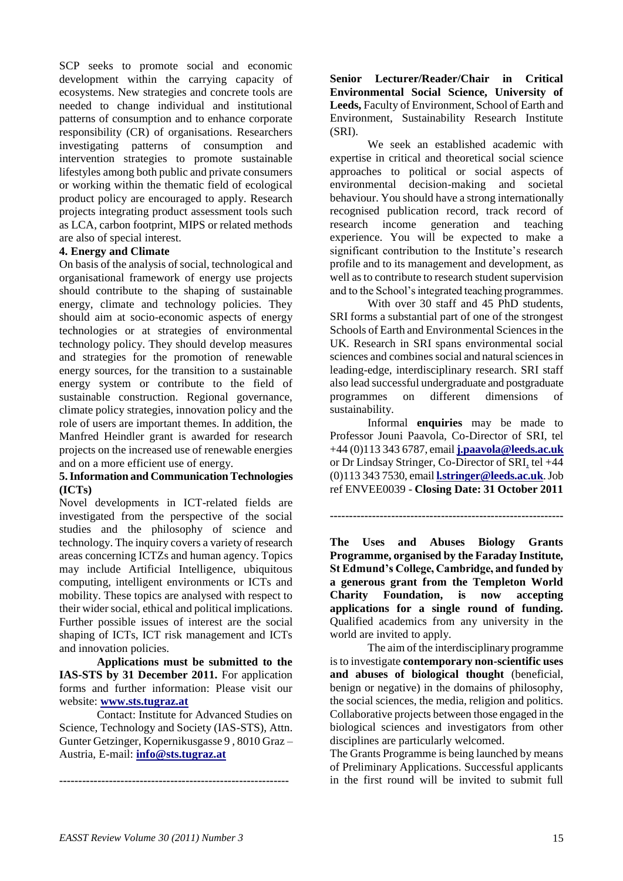SCP seeks to promote social and economic development within the carrying capacity of ecosystems. New strategies and concrete tools are needed to change individual and institutional patterns of consumption and to enhance corporate responsibility (CR) of organisations. Researchers investigating patterns of consumption and intervention strategies to promote sustainable lifestyles among both public and private consumers or working within the thematic field of ecological product policy are encouraged to apply. Research projects integrating product assessment tools such as LCA, carbon footprint, MIPS or related methods are also of special interest.

**4. Energy and Climate**

On basis of the analysis of social, technological and organisational framework of energy use projects should contribute to the shaping of sustainable energy, climate and technology policies. They should aim at socio-economic aspects of energy technologies or at strategies of environmental technology policy. They should develop measures and strategies for the promotion of renewable energy sources, for the transition to a sustainable energy system or contribute to the field of sustainable construction. Regional governance, climate policy strategies, innovation policy and the role of users are important themes. In addition, the Manfred Heindler grant is awarded for research projects on the increased use of renewable energies and on a more efficient use of energy.

**5. Information and Communication Technologies (ICTs)**

Novel developments in ICT-related fields are investigated from the perspective of the social studies and the philosophy of science and technology. The inquiry covers a variety of research areas concerning ICTZs and human agency. Topics may include Artificial Intelligence, ubiquitous computing, intelligent environments or ICTs and mobility. These topics are analysed with respect to their wider social, ethical and political implications. Further possible issues of interest are the social shaping of ICTs, ICT risk management and ICTs and innovation policies.

**Applications must be submitted to the IAS-STS by 31 December 2011.** For application forms and further information: Please visit our website: **www.sts.tugraz.at**

Contact: Institute for Advanced Studies on Science, Technology and Society (IAS-STS), Attn. Gunter Getzinger, Kopernikusgasse 9 , 8010 Graz – Austria, E-mail: **info@sts.tugraz.at**

------------------------------------------------------------

**Senior Lecturer/Reader/Chair in Critical Environmental Social Science, University of Leeds,** Faculty of Environment, School of Earth and Environment, Sustainability Research Institute (SRI).

We seek an established academic with expertise in critical and theoretical social science approaches to political or social aspects of environmental decision-making and societal behaviour. You should have a strong internationally recognised publication record, track record of research income generation and teaching experience. You will be expected to make a significant contribution to the Institute's research profile and to its management and development, as well as to contribute to research student supervision and to the School's integrated teaching programmes.

With over 30 staff and 45 PhD students, SRI forms a substantial part of one of the strongest Schools of Earth and Environmental Sciences in the UK. Research in SRI spans environmental social sciences and combines social and natural sciences in leading-edge, interdisciplinary research. SRI staff also lead successful undergraduate and postgraduate programmes on different dimensions of sustainability.

Informal **enquiries** may be made to Professor Jouni Paavola, Co-Director of SRI, tel +44 (0)113 343 6787, email **j.paavola@leeds.ac.uk** or Dr Lindsay Stringer, Co-Director of SRI, tel +44 (0)113 343 7530, email **l.stringer@leeds.ac.uk**. Job ref ENVEE0039 - **Closing Date: 31 October 2011**

------------------------------------------------------------

**The Uses and Abuses Biology Grants Programme, organised by the Faraday Institute, St Edmund's College, Cambridge, and funded by a generous grant from the Templeton World Charity Foundation, is now accepting applications for a single round of funding.** Qualified academics from any university in the world are invited to apply.

The aim of the interdisciplinary programme is to investigate **contemporary non-scientific uses and abuses of biological thought** (beneficial, benign or negative) in the domains of philosophy, the social sciences, the media, religion and politics. Collaborative projects between those engaged in the biological sciences and investigators from other disciplines are particularly welcomed.

The Grants Programme is being launched by means of Preliminary Applications. Successful applicants in the first round will be invited to submit full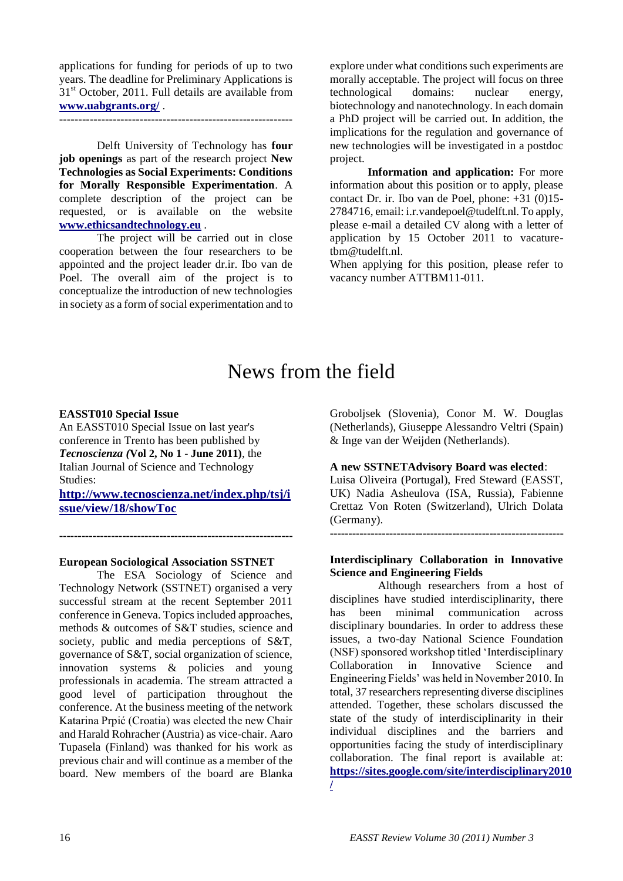applications for funding for periods of up to two years. The deadline for Preliminary Applications is 31st October, 2011. Full details are available from **www.uabgrants.org/** .

---

Delft University of Technology has **four job openings** as part of the research project **New Technologies as Social Experiments: Conditions for Morally Responsible Experimentation**. A complete description of the project can be requested, or is available on the website **www.ethicsandtechnology.eu** .

The project will be carried out in close cooperation between the four researchers to be appointed and the project leader dr.ir. Ibo van de Poel. The overall aim of the project is to conceptualize the introduction of new technologies in society as a form of social experimentation and to explore under what conditions such experiments are morally acceptable. The project will focus on three technological domains: nuclear energy, biotechnology and nanotechnology. In each domain a PhD project will be carried out. In addition, the implications for the regulation and governance of new technologies will be investigated in a postdoc project.

**Information and application:** For more information about this position or to apply, please contact Dr. ir. Ibo van de Poel, phone: +31 (0)15-2784716, email: i.r.vandepoel@tudelft.nl. To apply, please e-mail a detailed CV along with a letter of application by 15 October 2011 to vacature-tbm@tudelft.nl.

When applying for this position, please refer to vacancy number ATTBM11-011.

# News from the field

**EASST010 Special Issue**

An EASST010 Special Issue on last year's conference in Trento has been published by ***Tecnoscienza (*Vol 2, No 1 - June 2011)**, the Italian Journal of Science and Technology Studies:

**http://www.tecnoscienza.net/index.php/tsj/issue/view/18/showToc**

---

**European Sociological Association SSTNET**

The ESA Sociology of Science and Technology Network (SSTNET) organised a very successful stream at the recent September 2011 conference in Geneva. Topics included approaches, methods & outcomes of S&T studies, science and society, public and media perceptions of S&T, governance of S&T, social organization of science, innovation systems & policies and young professionals in academia. The stream attracted a good level of participation throughout the conference. At the business meeting of the network Katarina Prpić (Croatia) was elected the new Chair and Harald Rohracher (Austria) as vice-chair. Aaro Tupasela (Finland) was thanked for his work as previous chair and will continue as a member of the board. New members of the board are Blanka Groboljsek (Slovenia), Conor M. W. Douglas (Netherlands), Giuseppe Alessandro Veltri (Spain) & Inge van der Weijden (Netherlands).

**A new SSTNETAdvisory Board was elected**:

Luisa Oliveira (Portugal), Fred Steward (EASST, UK) Nadia Asheulova (ISA, Russia), Fabienne Crettaz Von Roten (Switzerland), Ulrich Dolata (Germany).

---

**Interdisciplinary Collaboration in Innovative Science and Engineering Fields**

Although researchers from a host of disciplines have studied interdisciplinarity, there has been minimal communication across disciplinary boundaries. In order to address these issues, a two-day National Science Foundation (NSF) sponsored workshop titled 'Interdisciplinary Collaboration in Innovative Science and Engineering Fields' was held in November 2010. In total, 37 researchers representing diverse disciplines attended. Together, these scholars discussed the state of the study of interdisciplinarity in their individual disciplines and the barriers and opportunities facing the study of interdisciplinary collaboration. The final report is available at: **https://sites.google.com/site/interdisciplinary2010/**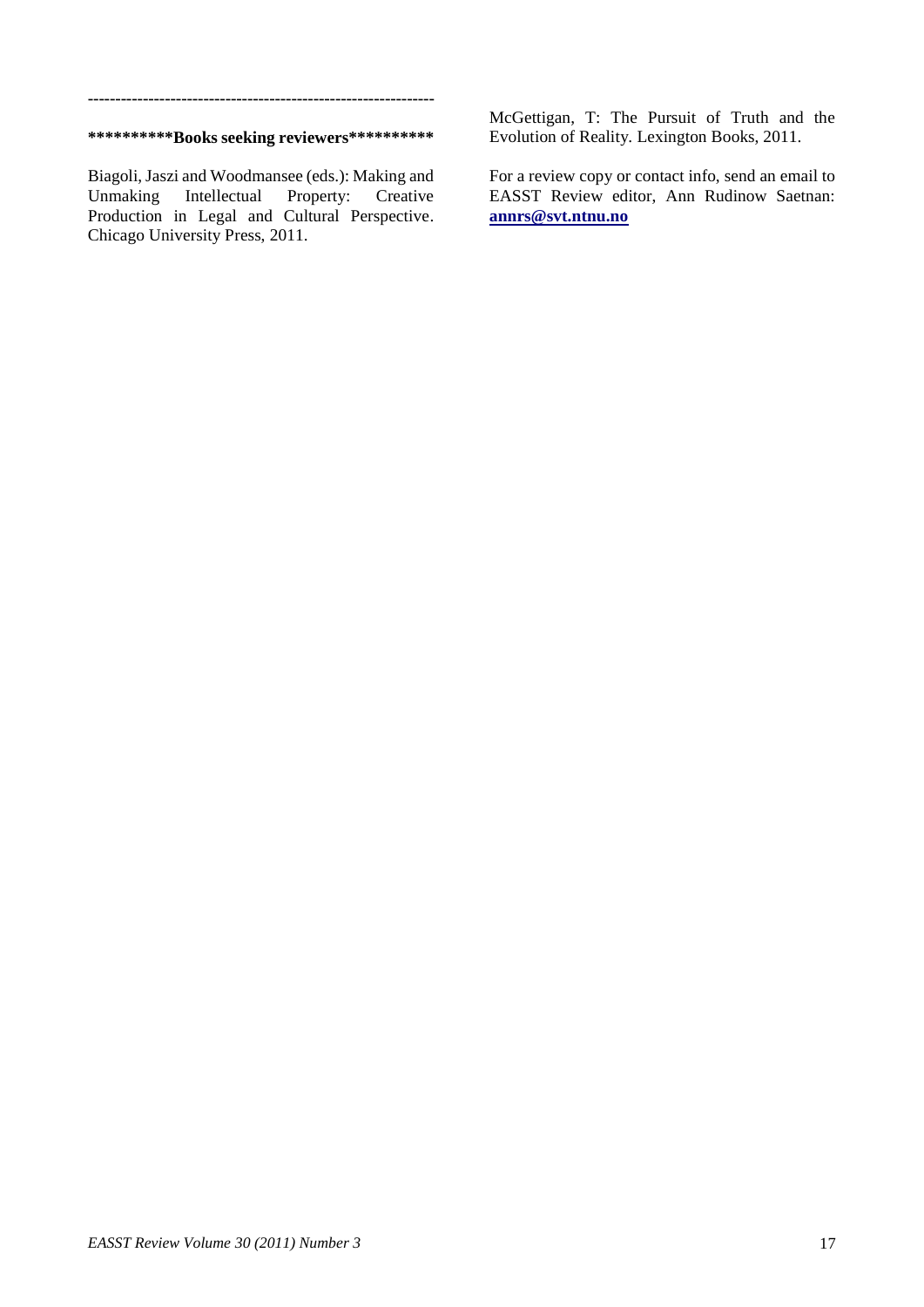---

**\*\*\*\*\*\*\*\*\*\*Books seeking reviewers\*\*\*\*\*\*\*\*\*\***

Biagoli, Jaszi and Woodmansee (eds.): Making and Unmaking Intellectual Property: Creative Production in Legal and Cultural Perspective. Chicago University Press, 2011.

McGettigan, T: The Pursuit of Truth and the Evolution of Reality. Lexington Books, 2011.

For a review copy or contact info, send an email to EASST Review editor, Ann Rudinow Saetnan: **annrs@svt.ntnu.no**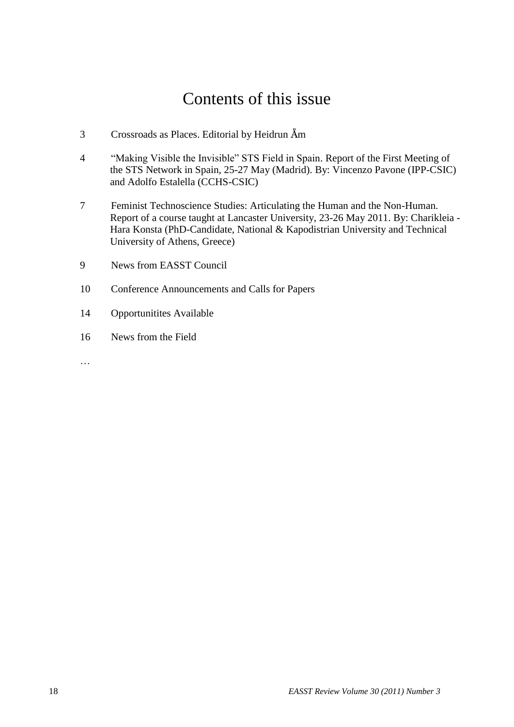# Contents of this issue

3 Crossroads as Places. Editorial by Heidrun Åm

4 "Making Visible the Invisible" STS Field in Spain. Report of the First Meeting of the STS Network in Spain, 25-27 May (Madrid). By: Vincenzo Pavone (IPP-CSIC) and Adolfo Estalella (CCHS-CSIC)

7 Feminist Technoscience Studies: Articulating the Human and the Non-Human. Report of a course taught at Lancaster University, 23-26 May 2011. By: Charikleia - Hara Konsta (PhD-Candidate, National & Kapodistrian University and Technical University of Athens, Greece)

9 News from EASST Council

10 Conference Announcements and Calls for Papers

14 Opportunitites Available

16 News from the Field

…